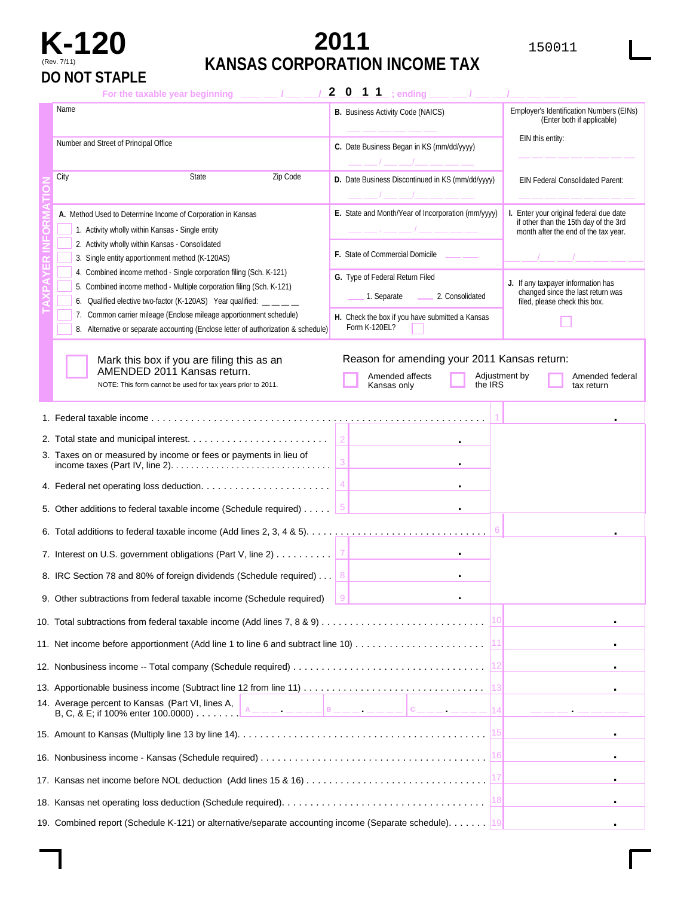# K-120

(Rev. 7/11)

**DO NOT STAPLE**

# 2011 KANSAS CORPORATION INCOME TAX

150011

For the taxable year beginning ___ ___ / ___ ___ / 2 0 1 1 ; ending ___ ___ / ___ ___ / ___ ___ ___ ___

## TAXPAYER INFORMATION

| Name | B. Business Activity Code (NAICS) | Employer's Identification Numbers (EINs) (Enter both if applicable) |
|---|---|---|
| Number and Street of Principal Office | C. Date Business Began in KS (mm/dd/yyyy) | EIN this entity: |
| City / State / Zip Code | D. Date Business Discontinued in KS (mm/dd/yyyy) | EIN Federal Consolidated Parent: |

**A.** Method Used to Determine Income of Corporation in Kansas

- ☐ 1. Activity wholly within Kansas - Single entity
- ☐ 2. Activity wholly within Kansas - Consolidated
- ☐ 3. Single entity apportionment method (K-120AS)
- ☐ 4. Combined income method - Single corporation filing (Sch. K-121)
- ☐ 5. Combined income method - Multiple corporation filing (Sch. K-121)
- ☐ 6. Qualified elective two-factor (K-120AS) Year qualified: _ _ _ _
- ☐ 7. Common carrier mileage (Enclose mileage apportionment schedule)
- ☐ 8. Alternative or separate accounting (Enclose letter of authorization & schedule)

**E.** State and Month/Year of Incorporation (mm/yyyy)

**F.** State of Commercial Domicile

**G.** Type of Federal Return Filed

___ 1. Separate ___ 2. Consolidated

**H.** Check the box if you have submitted a Kansas Form K-120EL? ☐

**I.** Enter your original federal due date if other than the 15th day of the 3rd month after the end of the tax year. ___ ___ / ___ ___ / ___ ___ ___ ___

**J.** If any taxpayer information has changed since the last return was filed, please check this box. ☐

☐ Mark this box if you are filing this as an AMENDED 2011 Kansas return.

NOTE: This form cannot be used for tax years prior to 2011.

Reason for amending your 2011 Kansas return:

☐ Amended affects Kansas only ☐ Adjustment by the IRS ☐ Amended federal tax return

| Line | Description | Amount | Total |
|---|---|---|---|
| 1. | Federal taxable income | | 1 |
| 2. | Total state and municipal interest | 2 | |
| 3. | Taxes on or measured by income or fees or payments in lieu of income taxes (Part IV, line 2) | 3 | |
| 4. | Federal net operating loss deduction | 4 | |
| 5. | Other additions to federal taxable income (Schedule required) | 5 | |
| 6. | Total additions to federal taxable income (Add lines 2, 3, 4 & 5) | | 6 |
| 7. | Interest on U.S. government obligations (Part V, line 2) | 7 | |
| 8. | IRC Section 78 and 80% of foreign dividends (Schedule required) | 8 | |
| 9. | Other subtractions from federal taxable income (Schedule required) | 9 | |
| 10. | Total subtractions from federal taxable income (Add lines 7, 8 & 9) | | 10 |
| 11. | Net income before apportionment (Add line 1 to line 6 and subtract line 10) | | 11 |
| 12. | Nonbusiness income -- Total company (Schedule required) | | 12 |
| 13. | Apportionable business income (Subtract line 12 from line 11) | | 13 |
| 14. | Average percent to Kansas (Part VI, lines A, B, C, & E; if 100% enter 100.0000) | A ___ . ___ B ___ . ___ C ___ . ___ | 14 |
| 15. | Amount to Kansas (Multiply line 13 by line 14) | | 15 |
| 16. | Nonbusiness income - Kansas (Schedule required) | | 16 |
| 17. | Kansas net income before NOL deduction (Add lines 15 & 16) | | 17 |
| 18. | Kansas net operating loss deduction (Schedule required) | | 18 |
| 19. | Combined report (Schedule K-121) or alternative/separate accounting income (Separate schedule) | | 19 |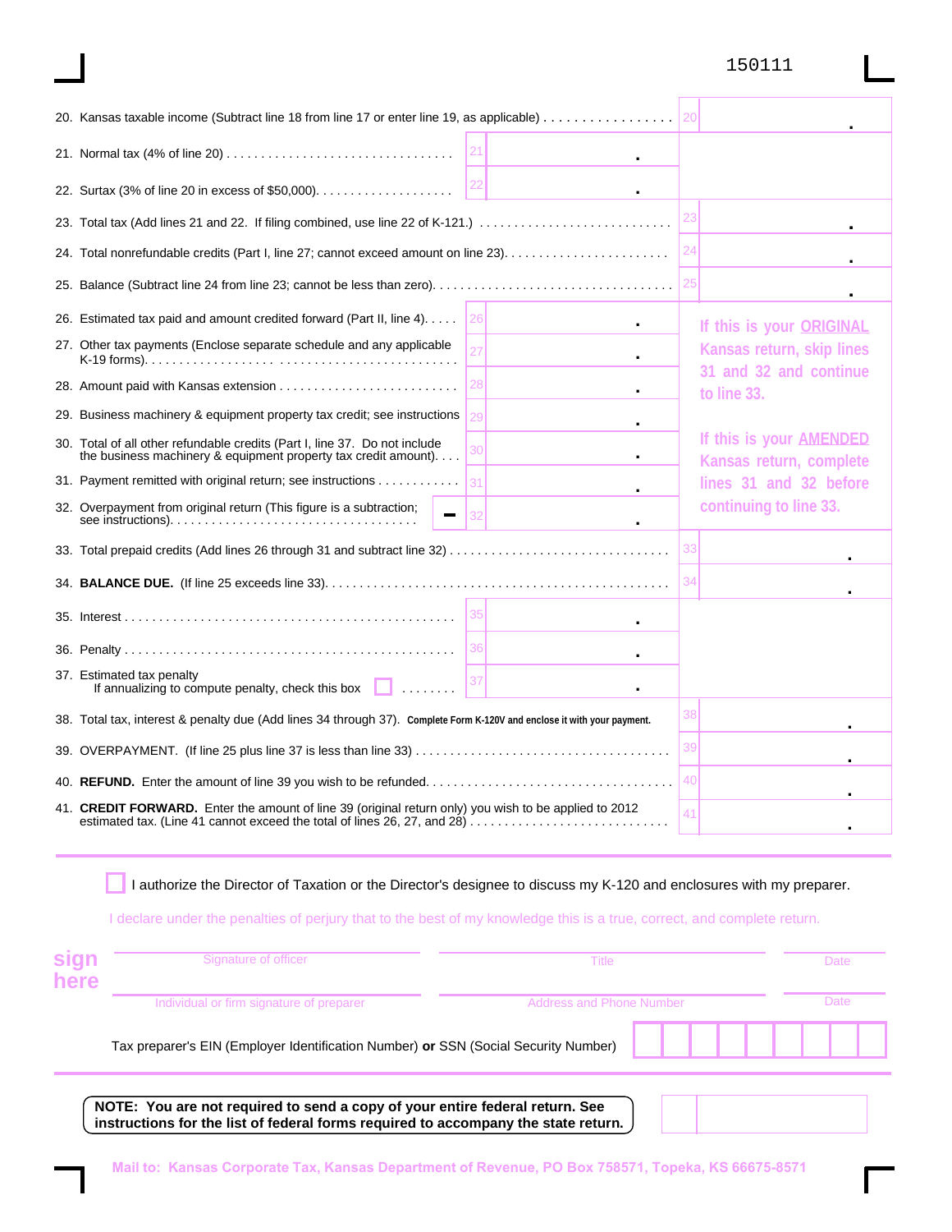150111

| Line | Description | Line No. | Amount | Line No. | Amount |
|---|---|---|---|---|---|
| 20. | Kansas taxable income (Subtract line 18 from line 17 or enter line 19, as applicable) | | | 20 | . |
| 21. | Normal tax (4% of line 20) | 21 | . | | |
| 22. | Surtax (3% of line 20 in excess of $50,000) | 22 | . | | |
| 23. | Total tax (Add lines 21 and 22. If filing combined, use line 22 of K-121.) | | | 23 | . |
| 24. | Total nonrefundable credits (Part I, line 27; cannot exceed amount on line 23) | | | 24 | . |
| 25. | Balance (Subtract line 24 from line 23; cannot be less than zero) | | | 25 | . |
| 26. | Estimated tax paid and amount credited forward (Part II, line 4) | 26 | . | | |
| 27. | Other tax payments (Enclose separate schedule and any applicable K-19 forms) | 27 | . | | |
| 28. | Amount paid with Kansas extension | 28 | . | | |
| 29. | Business machinery & equipment property tax credit; see instructions | 29 | . | | |
| 30. | Total of all other refundable credits (Part I, line 37. Do not include the business machinery & equipment property tax credit amount) | 30 | . | | |
| 31. | Payment remitted with original return; see instructions | 31 | . | | |
| 32. | Overpayment from original return (This figure is a subtraction; see instructions) | – 32 | . | | |
| 33. | Total prepaid credits (Add lines 26 through 31 and subtract line 32) | | | 33 | . |
| 34. | **BALANCE DUE.** (If line 25 exceeds line 33) | | | 34 | . |
| 35. | Interest | 35 | . | | |
| 36. | Penalty | 36 | . | | |
| 37. | Estimated tax penalty<br>If annualizing to compute penalty, check this box ☐ | 37 | . | | |
| 38. | Total tax, interest & penalty due (Add lines 34 through 37). **Complete Form K-120V and enclose it with your payment.** | | | 38 | . |
| 39. | OVERPAYMENT. (If line 25 plus line 37 is less than line 33) | | | 39 | . |
| 40. | **REFUND.** Enter the amount of line 39 you wish to be refunded. | | | 40 | . |
| 41. | **CREDIT FORWARD.** Enter the amount of line 39 (original return only) you wish to be applied to 2012 estimated tax. (Line 41 cannot exceed the total of lines 26, 27, and 28) | | | 41 | . |

If this is your ORIGINAL Kansas return, skip lines 31 and 32 and continue to line 33.

If this is your AMENDED Kansas return, complete lines 31 and 32 before continuing to line 33.

☐ I authorize the Director of Taxation or the Director's designee to discuss my K-120 and enclosures with my preparer.

I declare under the penalties of perjury that to the best of my knowledge this is a true, correct, and complete return.

**sign here**

Signature of officer _______________ Title _______________ Date _______________

Individual or firm signature of preparer _______________ Address and Phone Number _______________ Date _______________

Tax preparer's EIN (Employer Identification Number) **or** SSN (Social Security Number) ☐☐☐☐☐☐☐☐☐

**NOTE: You are not required to send a copy of your entire federal return. See instructions for the list of federal forms required to accompany the state return.**

Mail to: Kansas Corporate Tax, Kansas Department of Revenue, PO Box 758571, Topeka, KS 66675-8571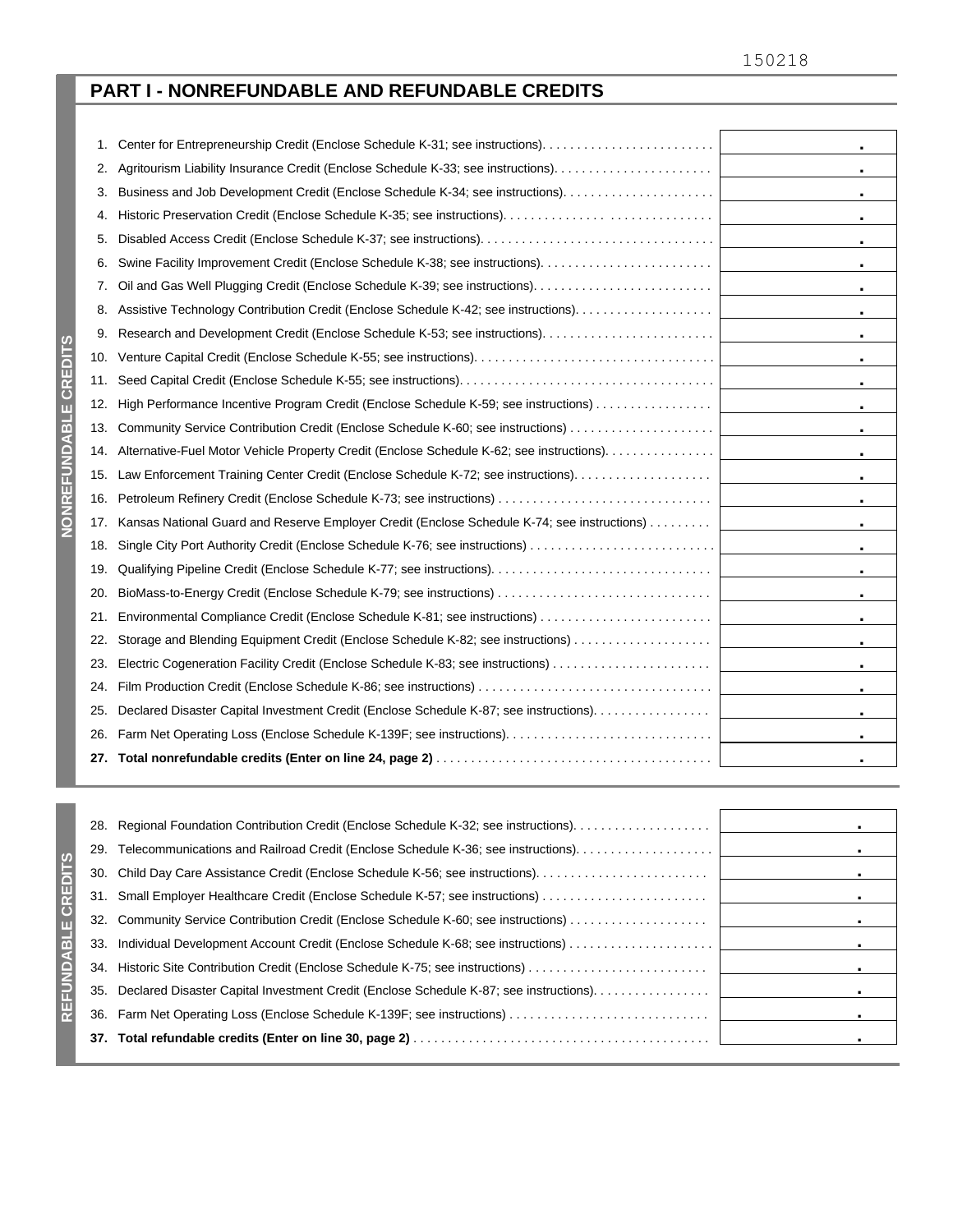150218

## PART I - NONREFUNDABLE AND REFUNDABLE CREDITS

### NONREFUNDABLE CREDITS

| | | |
|---|---|---|
| 1. | Center for Entrepreneurship Credit (Enclose Schedule K-31; see instructions) | . |
| 2. | Agritourism Liability Insurance Credit (Enclose Schedule K-33; see instructions) | . |
| 3. | Business and Job Development Credit (Enclose Schedule K-34; see instructions) | . |
| 4. | Historic Preservation Credit (Enclose Schedule K-35; see instructions) | . |
| 5. | Disabled Access Credit (Enclose Schedule K-37; see instructions) | . |
| 6. | Swine Facility Improvement Credit (Enclose Schedule K-38; see instructions) | . |
| 7. | Oil and Gas Well Plugging Credit (Enclose Schedule K-39; see instructions) | . |
| 8. | Assistive Technology Contribution Credit (Enclose Schedule K-42; see instructions) | . |
| 9. | Research and Development Credit (Enclose Schedule K-53; see instructions) | . |
| 10. | Venture Capital Credit (Enclose Schedule K-55; see instructions) | . |
| 11. | Seed Capital Credit (Enclose Schedule K-55; see instructions) | . |
| 12. | High Performance Incentive Program Credit (Enclose Schedule K-59; see instructions) | . |
| 13. | Community Service Contribution Credit (Enclose Schedule K-60; see instructions) | . |
| 14. | Alternative-Fuel Motor Vehicle Property Credit (Enclose Schedule K-62; see instructions) | . |
| 15. | Law Enforcement Training Center Credit (Enclose Schedule K-72; see instructions) | . |
| 16. | Petroleum Refinery Credit (Enclose Schedule K-73; see instructions) | . |
| 17. | Kansas National Guard and Reserve Employer Credit (Enclose Schedule K-74; see instructions) | . |
| 18. | Single City Port Authority Credit (Enclose Schedule K-76; see instructions) | . |
| 19. | Qualifying Pipeline Credit (Enclose Schedule K-77; see instructions) | . |
| 20. | BioMass-to-Energy Credit (Enclose Schedule K-79; see instructions) | . |
| 21. | Environmental Compliance Credit (Enclose Schedule K-81; see instructions) | . |
| 22. | Storage and Blending Equipment Credit (Enclose Schedule K-82; see instructions) | . |
| 23. | Electric Cogeneration Facility Credit (Enclose Schedule K-83; see instructions) | . |
| 24. | Film Production Credit (Enclose Schedule K-86; see instructions) | . |
| 25. | Declared Disaster Capital Investment Credit (Enclose Schedule K-87; see instructions) | . |
| 26. | Farm Net Operating Loss (Enclose Schedule K-139F; see instructions) | . |
| **27.** | **Total nonrefundable credits (Enter on line 24, page 2)** | . |

### REFUNDABLE CREDITS

| | | |
|---|---|---|
| 28. | Regional Foundation Contribution Credit (Enclose Schedule K-32; see instructions) | . |
| 29. | Telecommunications and Railroad Credit (Enclose Schedule K-36; see instructions) | . |
| 30. | Child Day Care Assistance Credit (Enclose Schedule K-56; see instructions) | . |
| 31. | Small Employer Healthcare Credit (Enclose Schedule K-57; see instructions) | . |
| 32. | Community Service Contribution Credit (Enclose Schedule K-60; see instructions) | . |
| 33. | Individual Development Account Credit (Enclose Schedule K-68; see instructions) | . |
| 34. | Historic Site Contribution Credit (Enclose Schedule K-75; see instructions) | . |
| 35. | Declared Disaster Capital Investment Credit (Enclose Schedule K-87; see instructions) | . |
| 36. | Farm Net Operating Loss (Enclose Schedule K-139F; see instructions) | . |
| **37.** | **Total refundable credits (Enter on line 30, page 2)** | . |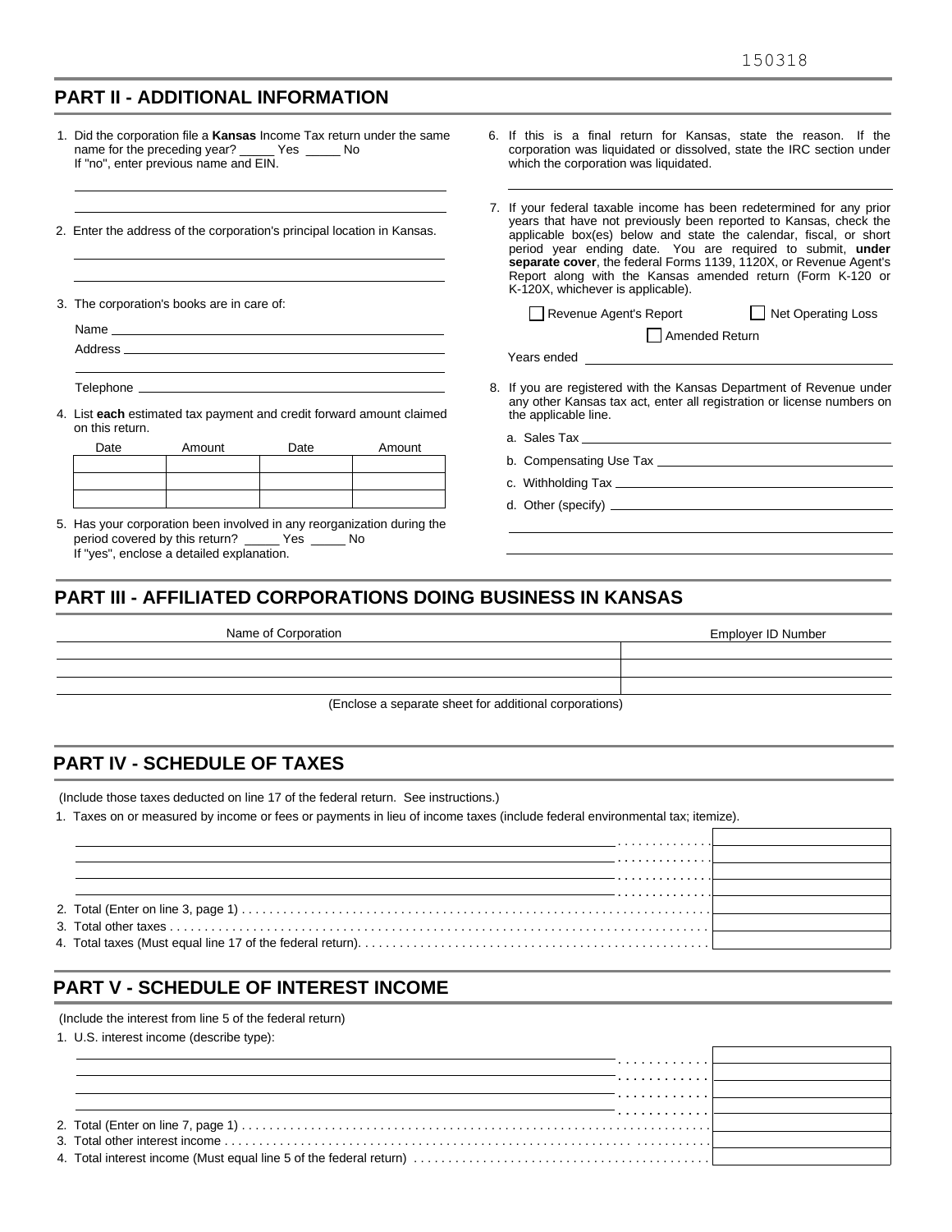150318

## PART II - ADDITIONAL INFORMATION

1. Did the corporation file a **Kansas** Income Tax return under the same name for the preceding year? _____ Yes _____ No
   If "no", enter previous name and EIN.

2. Enter the address of the corporation's principal location in Kansas.

3. The corporation's books are in care of:

   Name ____________________

   Address ____________________

   Telephone ____________________

4. List **each** estimated tax payment and credit forward amount claimed on this return.

| Date | Amount | Date | Amount |
|---|---|---|---|
| | | | |
| | | | |
| | | | |

5. Has your corporation been involved in any reorganization during the period covered by this return? _____ Yes _____ No
   If "yes", enclose a detailed explanation.

6. If this is a final return for Kansas, state the reason. If the corporation was liquidated or dissolved, state the IRC section under which the corporation was liquidated.

7. If your federal taxable income has been redetermined for any prior years that have not previously been reported to Kansas, check the applicable box(es) below and state the calendar, fiscal, or short period year ending date. You are required to submit, **under separate cover**, the federal Forms 1139, 1120X, or Revenue Agent's Report along with the Kansas amended return (Form K-120 or K-120X, whichever is applicable).

   ☐ Revenue Agent's Report ☐ Net Operating Loss ☐ Amended Return

   Years ended ____________________

8. If you are registered with the Kansas Department of Revenue under any other Kansas tax act, enter all registration or license numbers on the applicable line.

   a. Sales Tax ____________________

   b. Compensating Use Tax ____________________

   c. Withholding Tax ____________________

   d. Other (specify) ____________________

## PART III - AFFILIATED CORPORATIONS DOING BUSINESS IN KANSAS

| Name of Corporation | Employer ID Number |
|---|---|
| | |
| | |
| | |

(Enclose a separate sheet for additional corporations)

## PART IV - SCHEDULE OF TAXES

(Include those taxes deducted on line 17 of the federal return. See instructions.)

1. Taxes on or measured by income or fees or payments in lieu of income taxes (include federal environmental tax; itemize).

| | |
|---|---|
| ____________________ | |
| ____________________ | |
| ____________________ | |
| ____________________ | |
| 2. Total (Enter on line 3, page 1) | |
| 3. Total other taxes | |
| 4. Total taxes (Must equal line 17 of the federal return). | |

## PART V - SCHEDULE OF INTEREST INCOME

(Include the interest from line 5 of the federal return)

1. U.S. interest income (describe type):

| | |
|---|---|
| ____________________ | |
| ____________________ | |
| ____________________ | |
| ____________________ | |
| 2. Total (Enter on line 7, page 1) | |
| 3. Total other interest income | |
| 4. Total interest income (Must equal line 5 of the federal return) | |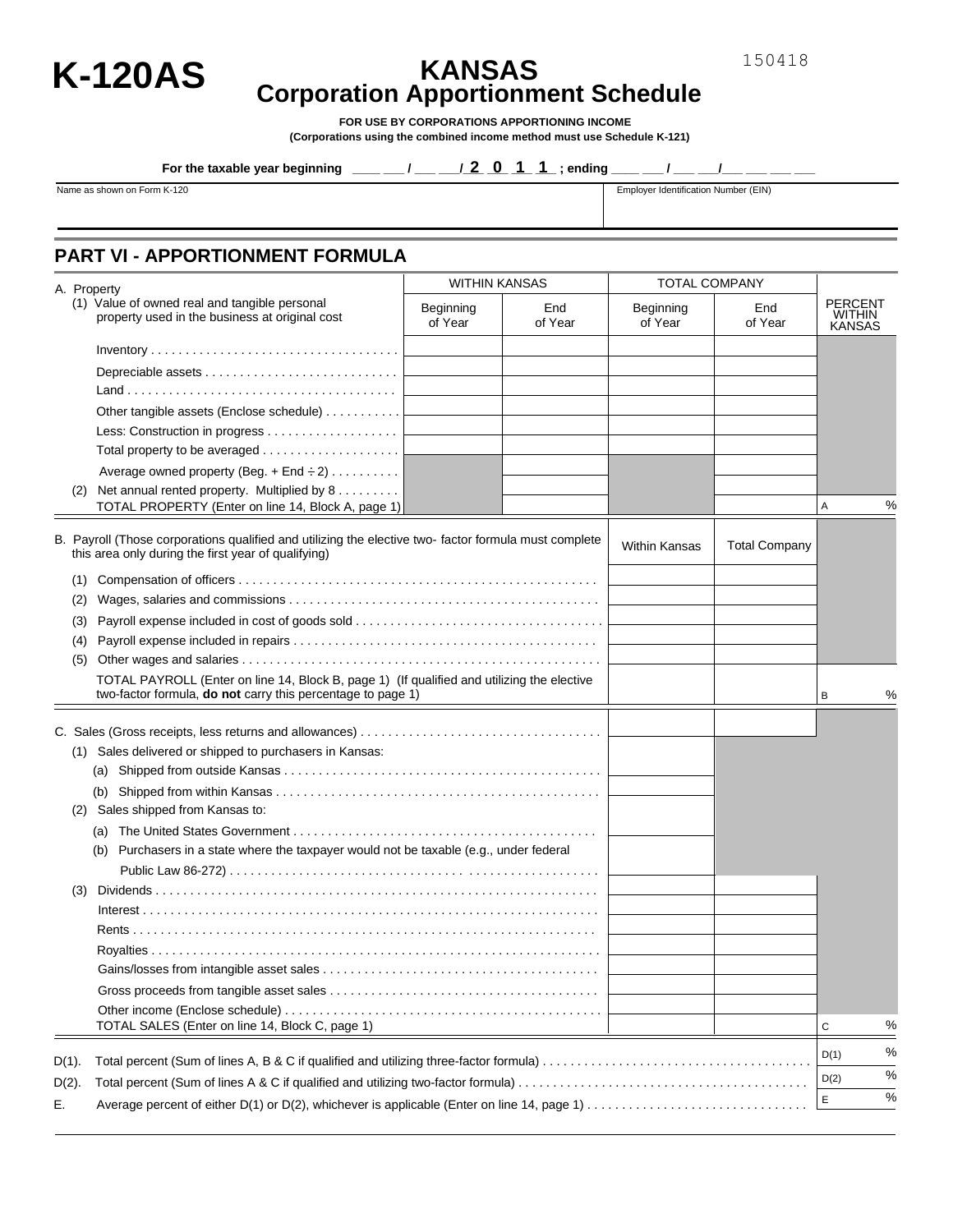# K-120AS

150418

## KANSAS Corporation Apportionment Schedule

**FOR USE BY CORPORATIONS APPORTIONING INCOME**

**(Corporations using the combined income method must use Schedule K-121)**

**For the taxable year beginning \_\_\_\_ \_\_\_ / \_\_\_ \_\_\_ / 2 0 1 1 ; ending \_\_\_\_ \_\_\_ / \_\_\_ \_\_\_ / \_\_\_ \_\_\_ \_\_\_ \_\_\_**

| Name as shown on Form K-120 | Employer Identification Number (EIN) |
|---|---|
| | |

## PART VI - APPORTIONMENT FORMULA

| A. Property | WITHIN KANSAS | | TOTAL COMPANY | | |
|---|---|---|---|---|---|
| (1) Value of owned real and tangible personal property used in the business at original cost | Beginning of Year | End of Year | Beginning of Year | End of Year | PERCENT WITHIN KANSAS |
| Inventory | | | | | |
| Depreciable assets | | | | | |
| Land | | | | | |
| Other tangible assets (Enclose schedule) | | | | | |
| Less: Construction in progress | | | | | |
| Total property to be averaged | | | | | |
| Average owned property (Beg. + End ÷ 2) | | | | | |
| (2) Net annual rented property. Multiplied by 8 | | | | | |
| TOTAL PROPERTY (Enter on line 14, Block A, page 1) | | | | | A % |

| B. Payroll (Those corporations qualified and utilizing the elective two- factor formula must complete this area only during the first year of qualifying) | Within Kansas | Total Company | |
|---|---|---|---|
| (1) Compensation of officers | | | |
| (2) Wages, salaries and commissions | | | |
| (3) Payroll expense included in cost of goods sold | | | |
| (4) Payroll expense included in repairs | | | |
| (5) Other wages and salaries | | | |
| TOTAL PAYROLL (Enter on line 14, Block B, page 1) (If qualified and utilizing the elective two-factor formula, **do not** carry this percentage to page 1) | | | B % |

| | Within Kansas | Total Company | |
|---|---|---|---|
| C. Sales (Gross receipts, less returns and allowances) | | | |
| (1) Sales delivered or shipped to purchasers in Kansas: | | | |
| (a) Shipped from outside Kansas | | | |
| (b) Shipped from within Kansas | | | |
| (2) Sales shipped from Kansas to: | | | |
| (a) The United States Government | | | |
| (b) Purchasers in a state where the taxpayer would not be taxable (e.g., under federal Public Law 86-272) | | | |
| (3) Dividends | | | |
| Interest | | | |
| Rents | | | |
| Royalties | | | |
| Gains/losses from intangible asset sales | | | |
| Gross proceeds from tangible asset sales | | | |
| Other income (Enclose schedule) | | | |
| TOTAL SALES (Enter on line 14, Block C, page 1) | | | C % |

| | | |
|---|---|---|
| D(1). | Total percent (Sum of lines A, B & C if qualified and utilizing three-factor formula) | D(1) % |
| D(2). | Total percent (Sum of lines A & C if qualified and utilizing two-factor formula) | D(2) % |
| E. | Average percent of either D(1) or D(2), whichever is applicable (Enter on line 14, page 1) | E % |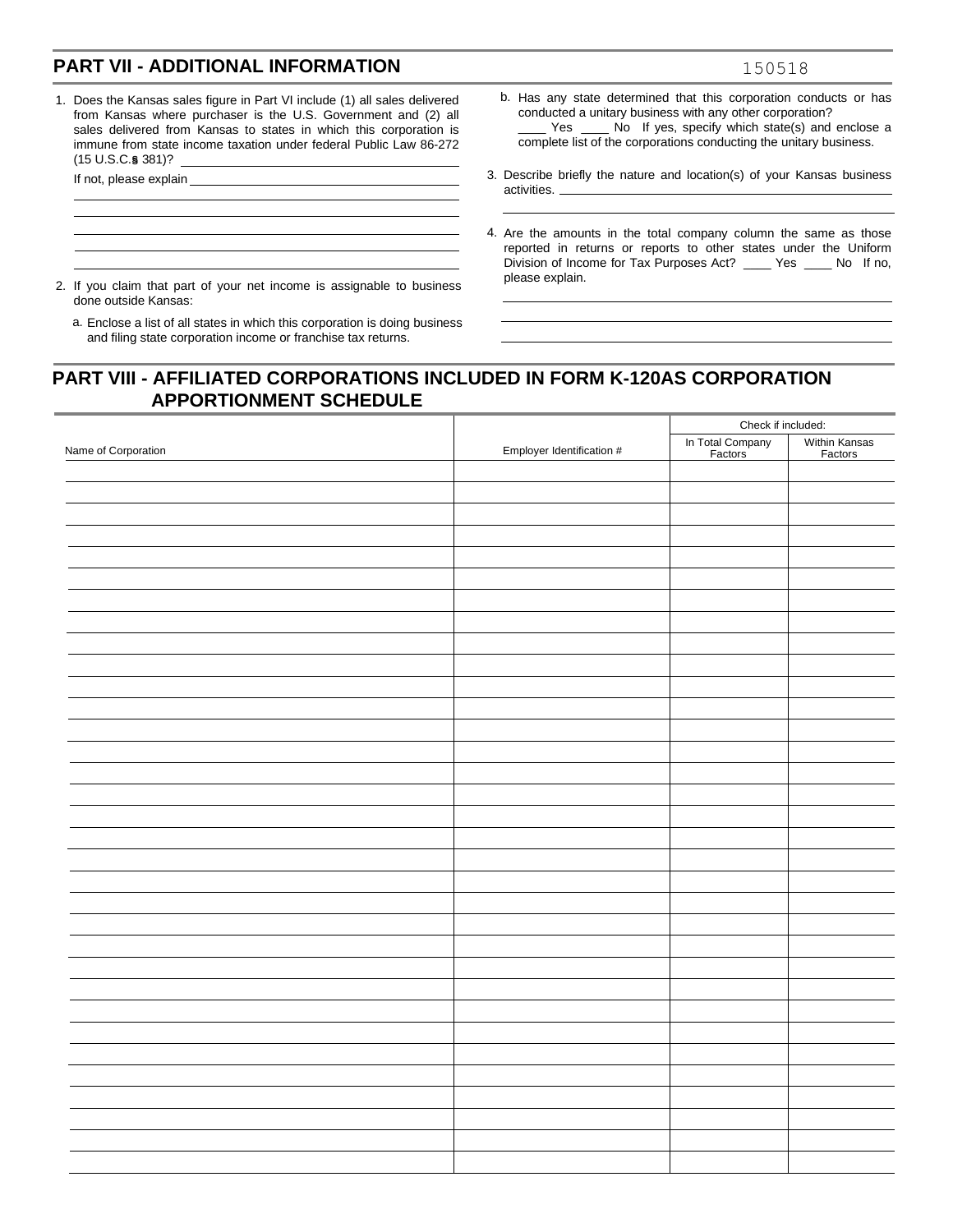## PART VII - ADDITIONAL INFORMATION

150518

1. Does the Kansas sales figure in Part VI include (1) all sales delivered from Kansas where purchaser is the U.S. Government and (2) all sales delivered from Kansas to states in which this corporation is immune from state income taxation under federal Public Law 86-272 (15 U.S.C.§ 381)? ______________________

   If not, please explain ______________________

2. If you claim that part of your net income is assignable to business done outside Kansas:

   a. Enclose a list of all states in which this corporation is doing business and filing state corporation income or franchise tax returns.

   b. Has any state determined that this corporation conducts or has conducted a unitary business with any other corporation? ____ Yes ____ No If yes, specify which state(s) and enclose a complete list of the corporations conducting the unitary business.

3. Describe briefly the nature and location(s) of your Kansas business activities. ______________________

4. Are the amounts in the total company column the same as those reported in returns or reports to other states under the Uniform Division of Income for Tax Purposes Act? ____ Yes ____ No If no, please explain.

## PART VIII - AFFILIATED CORPORATIONS INCLUDED IN FORM K-120AS CORPORATION APPORTIONMENT SCHEDULE

| | | Check if included: | |
|---|---|---|---|
| Name of Corporation | Employer Identification # | In Total Company Factors | Within Kansas Factors |
| | | | |
| | | | |
| | | | |
| | | | |
| | | | |
| | | | |
| | | | |
| | | | |
| | | | |
| | | | |
| | | | |
| | | | |
| | | | |
| | | | |
| | | | |
| | | | |
| | | | |
| | | | |
| | | | |
| | | | |
| | | | |
| | | | |
| | | | |
| | | | |
| | | | |
| | | | |
| | | | |
| | | | |
| | | | |
| | | | |
| | | | |
| | | | |
| | | | |
| | | | |
| | | | |